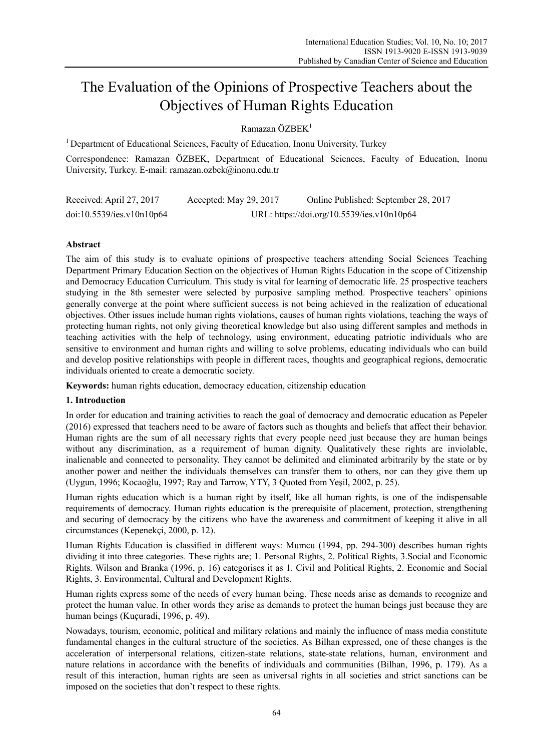# The Evaluation of the Opinions of Prospective Teachers about the Objectives of Human Rights Education

Ramazan ÖZBEK[1]

[1] Department of Educational Sciences, Faculty of Education, Inonu University, Turkey

Correspondence: Ramazan ÖZBEK, Department of Educational Sciences, Faculty of Education, Inonu University, Turkey. E-mail: ramazan.ozbek@inonu.edu.tr

Received: April 27, 2017 Accepted: May 29, 2017 Online Published: September 28, 2017

doi:10.5539/ies.v10n10p64 URL: https://doi.org/10.5539/ies.v10n10p64

## Abstract

The aim of this study is to evaluate opinions of prospective teachers attending Social Sciences Teaching Department Primary Education Section on the objectives of Human Rights Education in the scope of Citizenship and Democracy Education Curriculum. This study is vital for learning of democratic life. 25 prospective teachers studying in the 8th semester were selected by purposive sampling method. Prospective teachers' opinions generally converge at the point where sufficient success is not being achieved in the realization of educational objectives. Other issues include human rights violations, causes of human rights violations, teaching the ways of protecting human rights, not only giving theoretical knowledge but also using different samples and methods in teaching activities with the help of technology, using environment, educating patriotic individuals who are sensitive to environment and human rights and willing to solve problems, educating individuals who can build and develop positive relationships with people in different races, thoughts and geographical regions, democratic individuals oriented to create a democratic society.

**Keywords:** human rights education, democracy education, citizenship education

## 1. Introduction

In order for education and training activities to reach the goal of democracy and democratic education as Pepeler (2016) expressed that teachers need to be aware of factors such as thoughts and beliefs that affect their behavior. Human rights are the sum of all necessary rights that every people need just because they are human beings without any discrimination, as a requirement of human dignity. Qualitatively these rights are inviolable, inalienable and connected to personality. They cannot be delimited and eliminated arbitrarily by the state or by another power and neither the individuals themselves can transfer them to others, nor can they give them up (Uygun, 1996; Kocaoğlu, 1997; Ray and Tarrow, YTY, 3 Quoted from Yeşil, 2002, p. 25).

Human rights education which is a human right by itself, like all human rights, is one of the indispensable requirements of democracy. Human rights education is the prerequisite of placement, protection, strengthening and securing of democracy by the citizens who have the awareness and commitment of keeping it alive in all circumstances (Kepenekçi, 2000, p. 12).

Human Rights Education is classified in different ways: Mumcu (1994, pp. 294-300) describes human rights dividing it into three categories. These rights are; 1. Personal Rights, 2. Political Rights, 3.Social and Economic Rights. Wilson and Branka (1996, p. 16) categorises it as 1. Civil and Political Rights, 2. Economic and Social Rights, 3. Environmental, Cultural and Development Rights.

Human rights express some of the needs of every human being. These needs arise as demands to recognize and protect the human value. In other words they arise as demands to protect the human beings just because they are human beings (Kuçuradi, 1996, p. 49).

Nowadays, tourism, economic, political and military relations and mainly the influence of mass media constitute fundamental changes in the cultural structure of the societies. As Bilhan expressed, one of these changes is the acceleration of interpersonal relations, citizen-state relations, state-state relations, human, environment and nature relations in accordance with the benefits of individuals and communities (Bilhan, 1996, p. 179). As a result of this interaction, human rights are seen as universal rights in all societies and strict sanctions can be imposed on the societies that don't respect to these rights.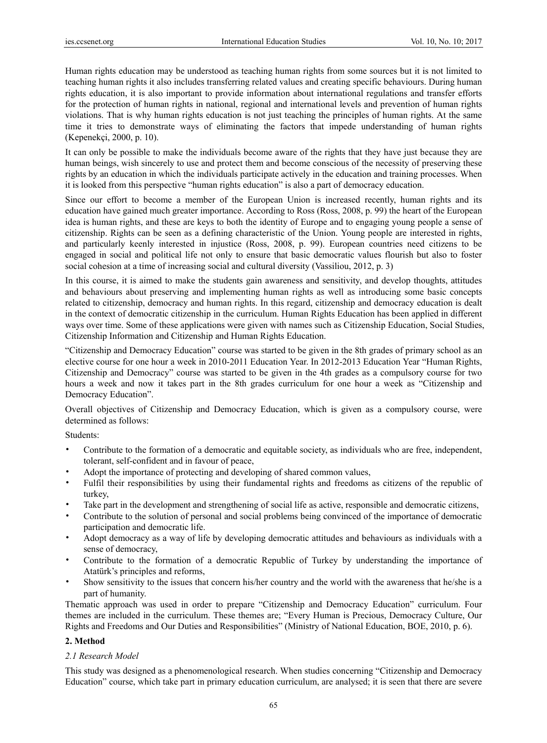Human rights education may be understood as teaching human rights from some sources but it is not limited to teaching human rights it also includes transferring related values and creating specific behaviours. During human rights education, it is also important to provide information about international regulations and transfer efforts for the protection of human rights in national, regional and international levels and prevention of human rights violations. That is why human rights education is not just teaching the principles of human rights. At the same time it tries to demonstrate ways of eliminating the factors that impede understanding of human rights (Kepenekçi, 2000, p. 10).

It can only be possible to make the individuals become aware of the rights that they have just because they are human beings, wish sincerely to use and protect them and become conscious of the necessity of preserving these rights by an education in which the individuals participate actively in the education and training processes. When it is looked from this perspective "human rights education" is also a part of democracy education.

Since our effort to become a member of the European Union is increased recently, human rights and its education have gained much greater importance. According to Ross (Ross, 2008, p. 99) the heart of the European idea is human rights, and these are keys to both the identity of Europe and to engaging young people a sense of citizenship. Rights can be seen as a defining characteristic of the Union. Young people are interested in rights, and particularly keenly interested in injustice (Ross, 2008, p. 99). European countries need citizens to be engaged in social and political life not only to ensure that basic democratic values flourish but also to foster social cohesion at a time of increasing social and cultural diversity (Vassiliou, 2012, p. 3)

In this course, it is aimed to make the students gain awareness and sensitivity, and develop thoughts, attitudes and behaviours about preserving and implementing human rights as well as introducing some basic concepts related to citizenship, democracy and human rights. In this regard, citizenship and democracy education is dealt in the context of democratic citizenship in the curriculum. Human Rights Education has been applied in different ways over time. Some of these applications were given with names such as Citizenship Education, Social Studies, Citizenship Information and Citizenship and Human Rights Education.

"Citizenship and Democracy Education" course was started to be given in the 8th grades of primary school as an elective course for one hour a week in 2010-2011 Education Year. In 2012-2013 Education Year "Human Rights, Citizenship and Democracy" course was started to be given in the 4th grades as a compulsory course for two hours a week and now it takes part in the 8th grades curriculum for one hour a week as "Citizenship and Democracy Education".

Overall objectives of Citizenship and Democracy Education, which is given as a compulsory course, were determined as follows:

Students:

- Contribute to the formation of a democratic and equitable society, as individuals who are free, independent, tolerant, self-confident and in favour of peace,
- Adopt the importance of protecting and developing of shared common values,
- Fulfil their responsibilities by using their fundamental rights and freedoms as citizens of the republic of turkey,
- Take part in the development and strengthening of social life as active, responsible and democratic citizens,
- Contribute to the solution of personal and social problems being convinced of the importance of democratic participation and democratic life.
- Adopt democracy as a way of life by developing democratic attitudes and behaviours as individuals with a sense of democracy,
- Contribute to the formation of a democratic Republic of Turkey by understanding the importance of Atatürk's principles and reforms,
- Show sensitivity to the issues that concern his/her country and the world with the awareness that he/she is a part of humanity.

Thematic approach was used in order to prepare "Citizenship and Democracy Education" curriculum. Four themes are included in the curriculum. These themes are; "Every Human is Precious, Democracy Culture, Our Rights and Freedoms and Our Duties and Responsibilities" (Ministry of National Education, BOE, 2010, p. 6).

## 2. Method

### *2.1 Research Model*

This study was designed as a phenomenological research. When studies concerning "Citizenship and Democracy Education" course, which take part in primary education curriculum, are analysed; it is seen that there are severe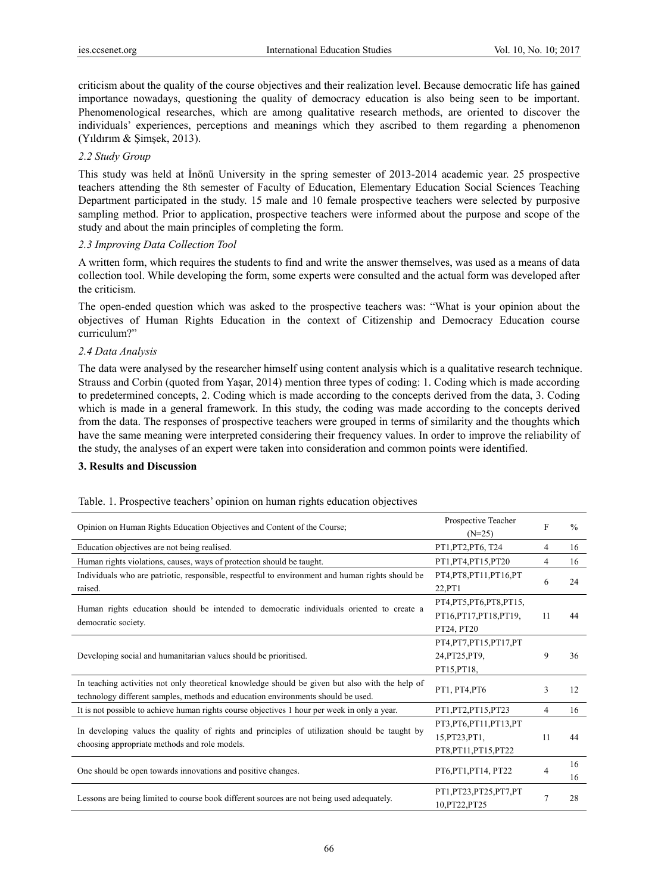criticism about the quality of the course objectives and their realization level. Because democratic life has gained importance nowadays, questioning the quality of democracy education is also being seen to be important. Phenomenological researches, which are among qualitative research methods, are oriented to discover the individuals' experiences, perceptions and meanings which they ascribed to them regarding a phenomenon (Yıldırım & Şimşek, 2013).

*2.2 Study Group*

This study was held at İnönü University in the spring semester of 2013-2014 academic year. 25 prospective teachers attending the 8th semester of Faculty of Education, Elementary Education Social Sciences Teaching Department participated in the study. 15 male and 10 female prospective teachers were selected by purposive sampling method. Prior to application, prospective teachers were informed about the purpose and scope of the study and about the main principles of completing the form.

*2.3 Improving Data Collection Tool*

A written form, which requires the students to find and write the answer themselves, was used as a means of data collection tool. While developing the form, some experts were consulted and the actual form was developed after the criticism.

The open-ended question which was asked to the prospective teachers was: "What is your opinion about the objectives of Human Rights Education in the context of Citizenship and Democracy Education course curriculum?"

*2.4 Data Analysis*

The data were analysed by the researcher himself using content analysis which is a qualitative research technique. Strauss and Corbin (quoted from Yaşar, 2014) mention three types of coding: 1. Coding which is made according to predetermined concepts, 2. Coding which is made according to the concepts derived from the data, 3. Coding which is made in a general framework. In this study, the coding was made according to the concepts derived from the data. The responses of prospective teachers were grouped in terms of similarity and the thoughts which have the same meaning were interpreted considering their frequency values. In order to improve the reliability of the study, the analyses of an expert were taken into consideration and common points were identified.

## 3. Results and Discussion

Table. 1. Prospective teachers' opinion on human rights education objectives

| Opinion on Human Rights Education Objectives and Content of the Course; | Prospective Teacher (N=25) | F | % |
|---|---|---|---|
| Education objectives are not being realised. | PT1,PT2,PT6, T24 | 4 | 16 |
| Human rights violations, causes, ways of protection should be taught. | PT1,PT4,PT15,PT20 | 4 | 16 |
| Individuals who are patriotic, responsible, respectful to environment and human rights should be raised. | PT4,PT8,PT11,PT16,PT 22,PT1 | 6 | 24 |
| Human rights education should be intended to democratic individuals oriented to create a democratic society. | PT4,PT5,PT6,PT8,PT15, PT16,PT17,PT18,PT19, PT24, PT20 | 11 | 44 |
| Developing social and humanitarian values should be prioritised. | PT4,PT7,PT15,PT17,PT 24,PT25,PT9, PT15,PT18, | 9 | 36 |
| In teaching activities not only theoretical knowledge should be given but also with the help of technology different samples, methods and education environments should be used. | PT1, PT4,PT6 | 3 | 12 |
| It is not possible to achieve human rights course objectives 1 hour per week in only a year. | PT1,PT2,PT15,PT23 | 4 | 16 |
| In developing values the quality of rights and principles of utilization should be taught by choosing appropriate methods and role models. | PT3,PT6,PT11,PT13,PT 15,PT23,PT1, PT8,PT11,PT15,PT22 | 11 | 44 |
| One should be open towards innovations and positive changes. | PT6,PT1,PT14, PT22 | 4 | 16 16 |
| Lessons are being limited to course book different sources are not being used adequately. | PT1,PT23,PT25,PT7,PT 10,PT22,PT25 | 7 | 28 |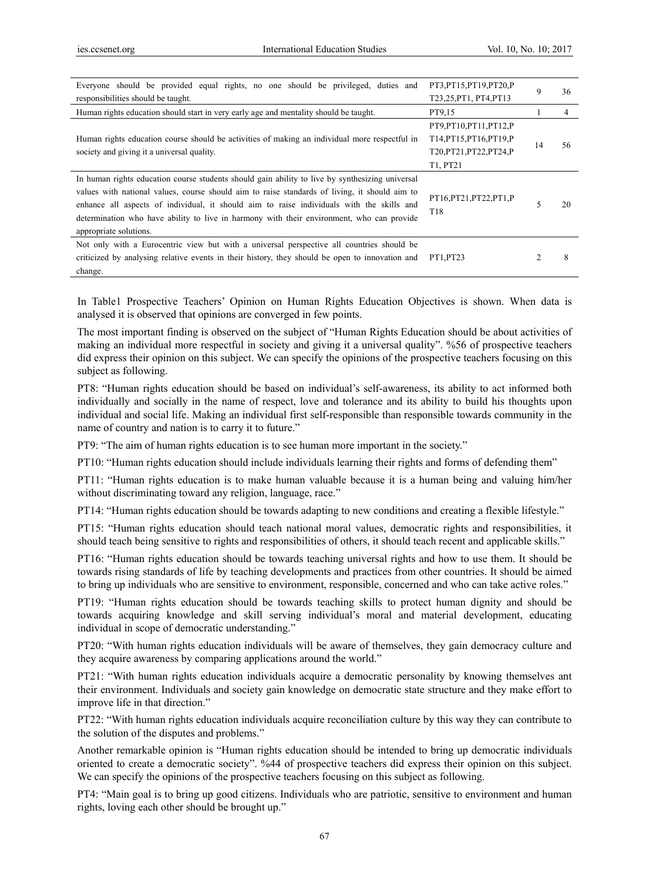| | | | |
|---|---|---|---|
| Everyone should be provided equal rights, no one should be privileged, duties and responsibilities should be taught. | PT3,PT15,PT19,PT20,PT23,25,PT1, PT4,PT13 | 9 | 36 |
| Human rights education should start in very early age and mentality should be taught. | PT9,15 | 1 | 4 |
| Human rights education course should be activities of making an individual more respectful in society and giving it a universal quality. | PT9,PT10,PT11,PT12,PT14,PT15,PT16,PT19,PT20,PT21,PT22,PT24,PT1, PT21 | 14 | 56 |
| In human rights education course students should gain ability to live by synthesizing universal values with national values, course should aim to raise standards of living, it should aim to enhance all aspects of individual, it should aim to raise individuals with the skills and determination who have ability to live in harmony with their environment, who can provide appropriate solutions. | PT16,PT21,PT22,PT1,PT18 | 5 | 20 |
| Not only with a Eurocentric view but with a universal perspective all countries should be criticized by analysing relative events in their history, they should be open to innovation and change. | PT1,PT23 | 2 | 8 |

In Table1 Prospective Teachers' Opinion on Human Rights Education Objectives is shown. When data is analysed it is observed that opinions are converged in few points.

The most important finding is observed on the subject of "Human Rights Education should be about activities of making an individual more respectful in society and giving it a universal quality". %56 of prospective teachers did express their opinion on this subject. We can specify the opinions of the prospective teachers focusing on this subject as following.

PT8: "Human rights education should be based on individual's self-awareness, its ability to act informed both individually and socially in the name of respect, love and tolerance and its ability to build his thoughts upon individual and social life. Making an individual first self-responsible than responsible towards community in the name of country and nation is to carry it to future."

PT9: "The aim of human rights education is to see human more important in the society."

PT10: "Human rights education should include individuals learning their rights and forms of defending them"

PT11: "Human rights education is to make human valuable because it is a human being and valuing him/her without discriminating toward any religion, language, race."

PT14: "Human rights education should be towards adapting to new conditions and creating a flexible lifestyle."

PT15: "Human rights education should teach national moral values, democratic rights and responsibilities, it should teach being sensitive to rights and responsibilities of others, it should teach recent and applicable skills."

PT16: "Human rights education should be towards teaching universal rights and how to use them. It should be towards rising standards of life by teaching developments and practices from other countries. It should be aimed to bring up individuals who are sensitive to environment, responsible, concerned and who can take active roles."

PT19: "Human rights education should be towards teaching skills to protect human dignity and should be towards acquiring knowledge and skill serving individual's moral and material development, educating individual in scope of democratic understanding."

PT20: "With human rights education individuals will be aware of themselves, they gain democracy culture and they acquire awareness by comparing applications around the world."

PT21: "With human rights education individuals acquire a democratic personality by knowing themselves ant their environment. Individuals and society gain knowledge on democratic state structure and they make effort to improve life in that direction."

PT22: "With human rights education individuals acquire reconciliation culture by this way they can contribute to the solution of the disputes and problems."

Another remarkable opinion is "Human rights education should be intended to bring up democratic individuals oriented to create a democratic society". %44 of prospective teachers did express their opinion on this subject. We can specify the opinions of the prospective teachers focusing on this subject as following.

PT4: "Main goal is to bring up good citizens. Individuals who are patriotic, sensitive to environment and human rights, loving each other should be brought up."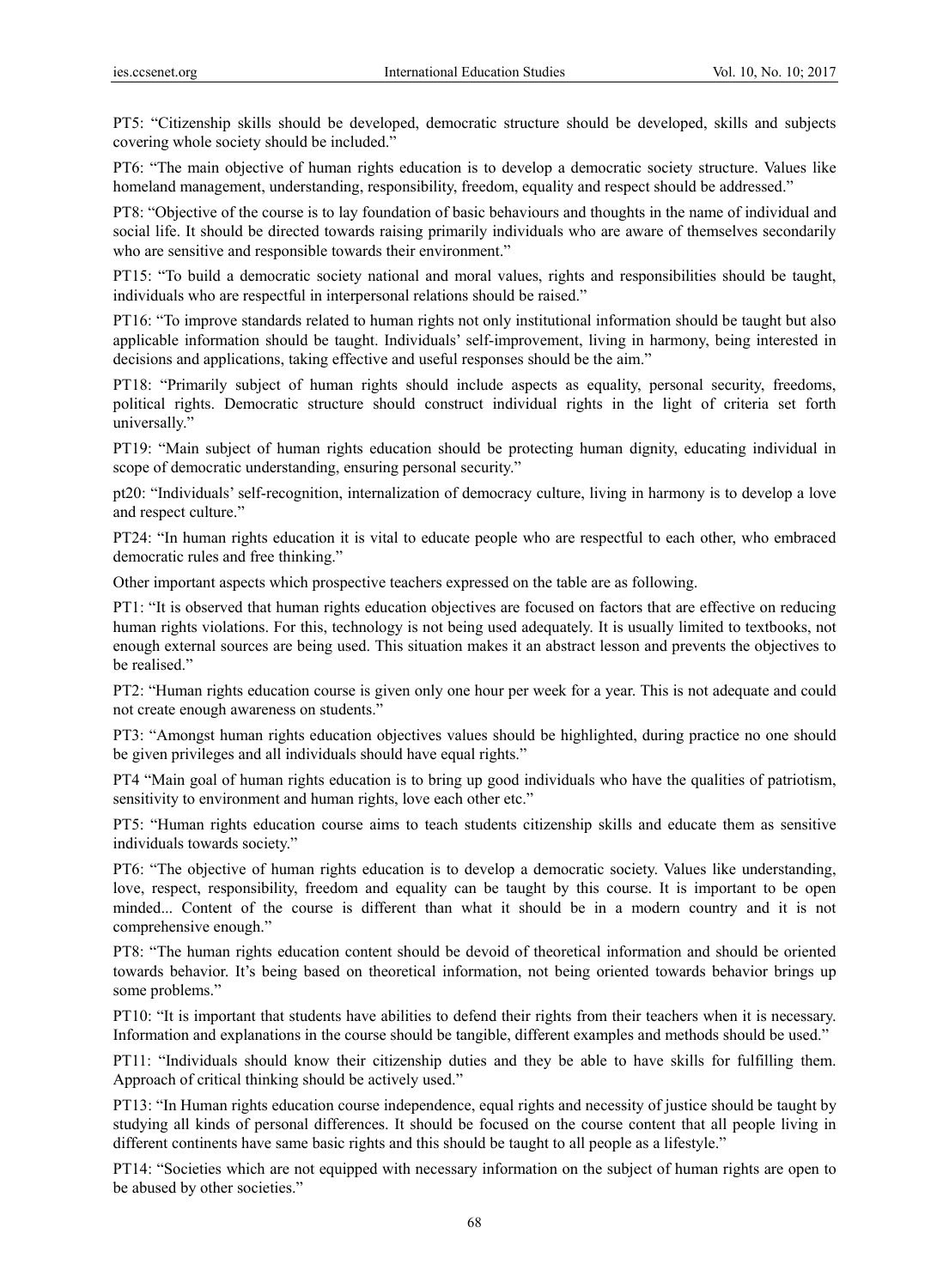PT5: "Citizenship skills should be developed, democratic structure should be developed, skills and subjects covering whole society should be included."

PT6: "The main objective of human rights education is to develop a democratic society structure. Values like homeland management, understanding, responsibility, freedom, equality and respect should be addressed."

PT8: "Objective of the course is to lay foundation of basic behaviours and thoughts in the name of individual and social life. It should be directed towards raising primarily individuals who are aware of themselves secondarily who are sensitive and responsible towards their environment."

PT15: "To build a democratic society national and moral values, rights and responsibilities should be taught, individuals who are respectful in interpersonal relations should be raised."

PT16: "To improve standards related to human rights not only institutional information should be taught but also applicable information should be taught. Individuals' self-improvement, living in harmony, being interested in decisions and applications, taking effective and useful responses should be the aim."

PT18: "Primarily subject of human rights should include aspects as equality, personal security, freedoms, political rights. Democratic structure should construct individual rights in the light of criteria set forth universally."

PT19: "Main subject of human rights education should be protecting human dignity, educating individual in scope of democratic understanding, ensuring personal security."

pt20: "Individuals' self-recognition, internalization of democracy culture, living in harmony is to develop a love and respect culture."

PT24: "In human rights education it is vital to educate people who are respectful to each other, who embraced democratic rules and free thinking."

Other important aspects which prospective teachers expressed on the table are as following.

PT1: "It is observed that human rights education objectives are focused on factors that are effective on reducing human rights violations. For this, technology is not being used adequately. It is usually limited to textbooks, not enough external sources are being used. This situation makes it an abstract lesson and prevents the objectives to be realised."

PT2: "Human rights education course is given only one hour per week for a year. This is not adequate and could not create enough awareness on students."

PT3: "Amongst human rights education objectives values should be highlighted, during practice no one should be given privileges and all individuals should have equal rights."

PT4 "Main goal of human rights education is to bring up good individuals who have the qualities of patriotism, sensitivity to environment and human rights, love each other etc."

PT5: "Human rights education course aims to teach students citizenship skills and educate them as sensitive individuals towards society."

PT6: "The objective of human rights education is to develop a democratic society. Values like understanding, love, respect, responsibility, freedom and equality can be taught by this course. It is important to be open minded... Content of the course is different than what it should be in a modern country and it is not comprehensive enough."

PT8: "The human rights education content should be devoid of theoretical information and should be oriented towards behavior. It's being based on theoretical information, not being oriented towards behavior brings up some problems."

PT10: "It is important that students have abilities to defend their rights from their teachers when it is necessary. Information and explanations in the course should be tangible, different examples and methods should be used."

PT11: "Individuals should know their citizenship duties and they be able to have skills for fulfilling them. Approach of critical thinking should be actively used."

PT13: "In Human rights education course independence, equal rights and necessity of justice should be taught by studying all kinds of personal differences. It should be focused on the course content that all people living in different continents have same basic rights and this should be taught to all people as a lifestyle."

PT14: "Societies which are not equipped with necessary information on the subject of human rights are open to be abused by other societies."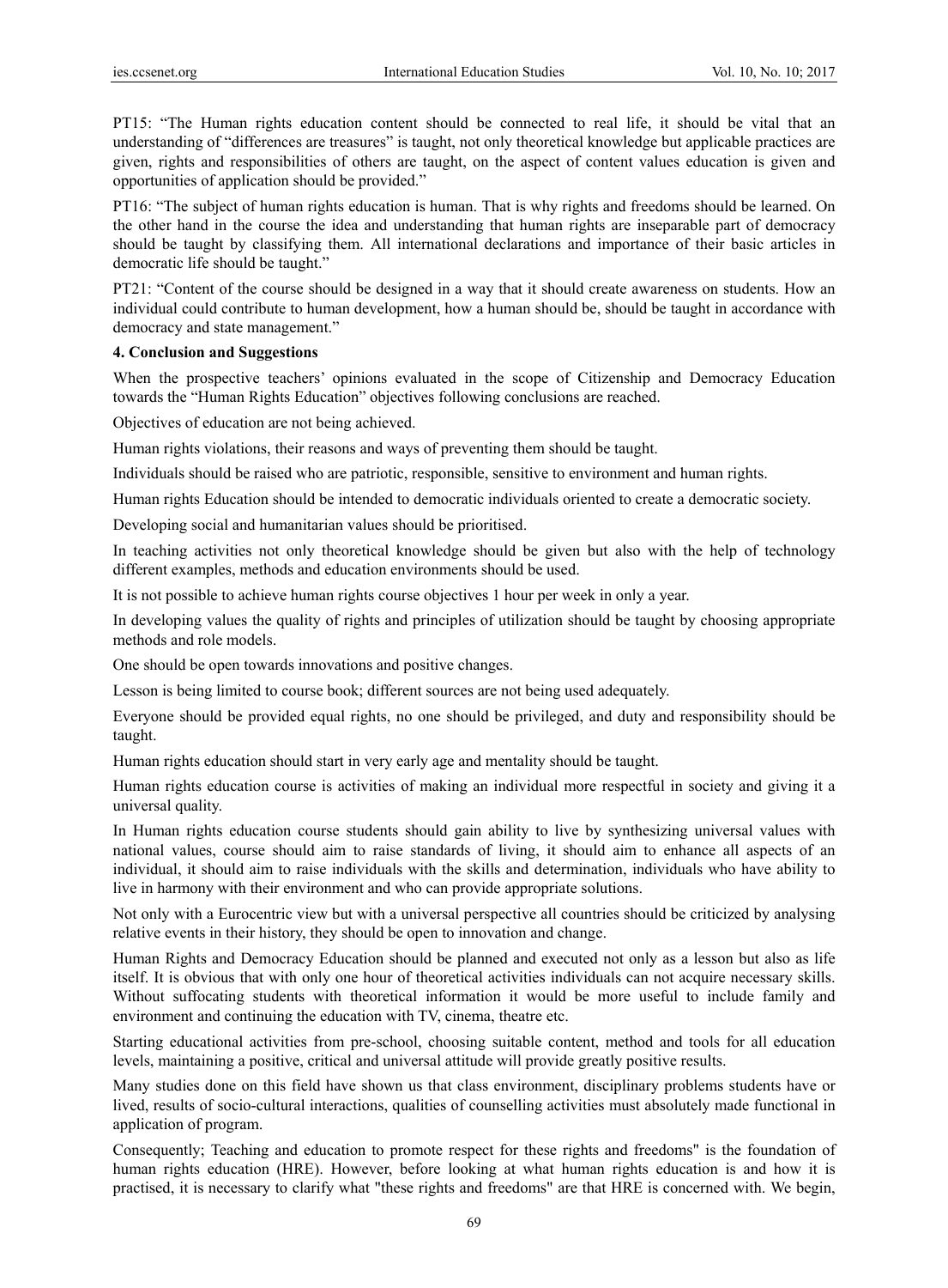PT15: "The Human rights education content should be connected to real life, it should be vital that an understanding of "differences are treasures" is taught, not only theoretical knowledge but applicable practices are given, rights and responsibilities of others are taught, on the aspect of content values education is given and opportunities of application should be provided."

PT16: "The subject of human rights education is human. That is why rights and freedoms should be learned. On the other hand in the course the idea and understanding that human rights are inseparable part of democracy should be taught by classifying them. All international declarations and importance of their basic articles in democratic life should be taught."

PT21: "Content of the course should be designed in a way that it should create awareness on students. How an individual could contribute to human development, how a human should be, should be taught in accordance with democracy and state management."

**4. Conclusion and Suggestions**

When the prospective teachers' opinions evaluated in the scope of Citizenship and Democracy Education towards the "Human Rights Education" objectives following conclusions are reached.

Objectives of education are not being achieved.

Human rights violations, their reasons and ways of preventing them should be taught.

Individuals should be raised who are patriotic, responsible, sensitive to environment and human rights.

Human rights Education should be intended to democratic individuals oriented to create a democratic society.

Developing social and humanitarian values should be prioritised.

In teaching activities not only theoretical knowledge should be given but also with the help of technology different examples, methods and education environments should be used.

It is not possible to achieve human rights course objectives 1 hour per week in only a year.

In developing values the quality of rights and principles of utilization should be taught by choosing appropriate methods and role models.

One should be open towards innovations and positive changes.

Lesson is being limited to course book; different sources are not being used adequately.

Everyone should be provided equal rights, no one should be privileged, and duty and responsibility should be taught.

Human rights education should start in very early age and mentality should be taught.

Human rights education course is activities of making an individual more respectful in society and giving it a universal quality.

In Human rights education course students should gain ability to live by synthesizing universal values with national values, course should aim to raise standards of living, it should aim to enhance all aspects of an individual, it should aim to raise individuals with the skills and determination, individuals who have ability to live in harmony with their environment and who can provide appropriate solutions.

Not only with a Eurocentric view but with a universal perspective all countries should be criticized by analysing relative events in their history, they should be open to innovation and change.

Human Rights and Democracy Education should be planned and executed not only as a lesson but also as life itself. It is obvious that with only one hour of theoretical activities individuals can not acquire necessary skills. Without suffocating students with theoretical information it would be more useful to include family and environment and continuing the education with TV, cinema, theatre etc.

Starting educational activities from pre-school, choosing suitable content, method and tools for all education levels, maintaining a positive, critical and universal attitude will provide greatly positive results.

Many studies done on this field have shown us that class environment, disciplinary problems students have or lived, results of socio-cultural interactions, qualities of counselling activities must absolutely made functional in application of program.

Consequently; Teaching and education to promote respect for these rights and freedoms" is the foundation of human rights education (HRE). However, before looking at what human rights education is and how it is practised, it is necessary to clarify what "these rights and freedoms" are that HRE is concerned with. We begin,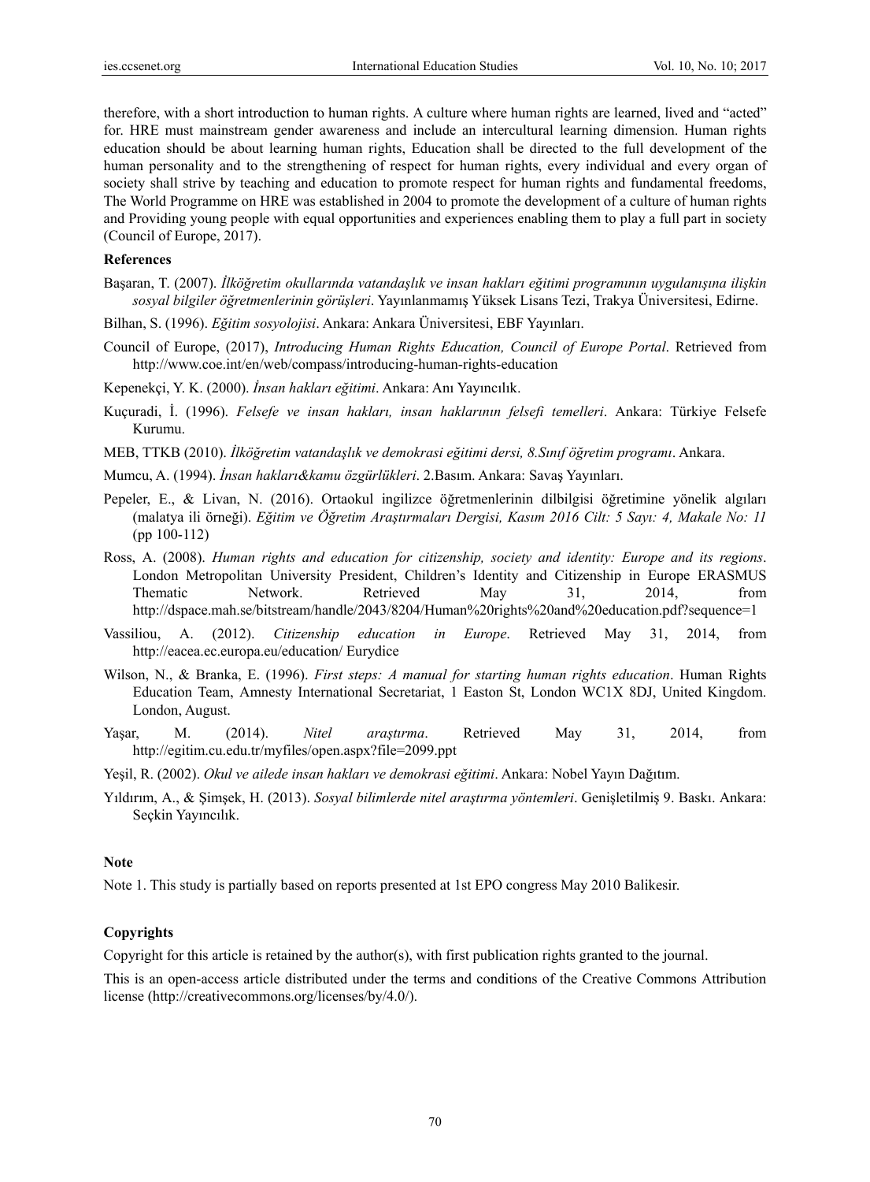therefore, with a short introduction to human rights. A culture where human rights are learned, lived and "acted" for. HRE must mainstream gender awareness and include an intercultural learning dimension. Human rights education should be about learning human rights, Education shall be directed to the full development of the human personality and to the strengthening of respect for human rights, every individual and every organ of society shall strive by teaching and education to promote respect for human rights and fundamental freedoms, The World Programme on HRE was established in 2004 to promote the development of a culture of human rights and Providing young people with equal opportunities and experiences enabling them to play a full part in society (Council of Europe, 2017).

## References

Başaran, T. (2007). *İlköğretim okullarında vatandaşlık ve insan hakları eğitimi programının uygulanışına ilişkin sosyal bilgiler öğretmenlerinin görüşleri*. Yayınlanmamış Yüksek Lisans Tezi, Trakya Üniversitesi, Edirne.

Bilhan, S. (1996). *Eğitim sosyolojisi*. Ankara: Ankara Üniversitesi, EBF Yayınları.

Council of Europe, (2017), *Introducing Human Rights Education, Council of Europe Portal*. Retrieved from http://www.coe.int/en/web/compass/introducing-human-rights-education

Kepenekçi, Y. K. (2000). *İnsan hakları eğitimi*. Ankara: Anı Yayıncılık.

Kuçuradi, İ. (1996). *Felsefe ve insan hakları, insan haklarının felsefi temelleri*. Ankara: Türkiye Felsefe Kurumu.

MEB, TTKB (2010). *İlköğretim vatandaşlık ve demokrasi eğitimi dersi, 8.Sınıf öğretim programı*. Ankara.

Mumcu, A. (1994). *İnsan hakları&kamu özgürlükleri*. 2.Basım. Ankara: Savaş Yayınları.

Pepeler, E., & Livan, N. (2016). Ortaokul ingilizce öğretmenlerinin dilbilgisi öğretimine yönelik algıları (malatya ili örneği). *Eğitim ve Öğretim Araştırmaları Dergisi, Kasım 2016 Cilt: 5 Sayı: 4, Makale No: 11* (pp 100-112)

Ross, A. (2008). *Human rights and education for citizenship, society and identity: Europe and its regions*. London Metropolitan University President, Children's Identity and Citizenship in Europe ERASMUS Thematic Network. Retrieved May 31, 2014, from http://dspace.mah.se/bitstream/handle/2043/8204/Human%20rights%20and%20education.pdf?sequence=1

Vassiliou, A. (2012). *Citizenship education in Europe*. Retrieved May 31, 2014, from http://eacea.ec.europa.eu/education/ Eurydice

Wilson, N., & Branka, E. (1996). *First steps: A manual for starting human rights education*. Human Rights Education Team, Amnesty International Secretariat, 1 Easton St, London WC1X 8DJ, United Kingdom. London, August.

Yaşar, M. (2014). *Nitel araştırma*. Retrieved May 31, 2014, from http://egitim.cu.edu.tr/myfiles/open.aspx?file=2099.ppt

Yeşil, R. (2002). *Okul ve ailede insan hakları ve demokrasi eğitimi*. Ankara: Nobel Yayın Dağıtım.

Yıldırım, A., & Şimşek, H. (2013). *Sosyal bilimlerde nitel araştırma yöntemleri*. Genişletilmiş 9. Baskı. Ankara: Seçkin Yayıncılık.

## Note

Note 1. This study is partially based on reports presented at 1st EPO congress May 2010 Balikesir.

## Copyrights

Copyright for this article is retained by the author(s), with first publication rights granted to the journal.

This is an open-access article distributed under the terms and conditions of the Creative Commons Attribution license (http://creativecommons.org/licenses/by/4.0/).